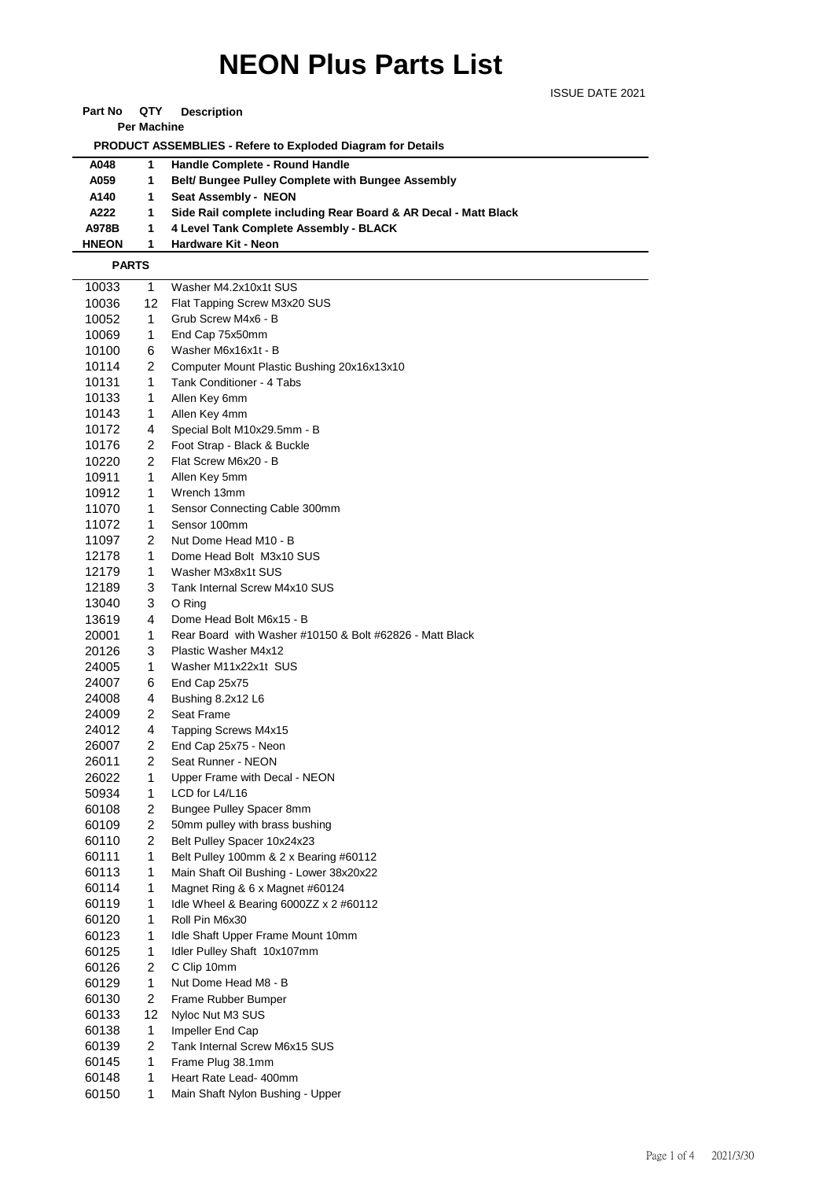# NEON Plus Parts List

ISSUE DATE 2021

| Part No | QTY Per Machine | Description |
|---|---|---|
| | | **PRODUCT ASSEMBLIES - Refere to Exploded Diagram for Details** |
| **A048** | **1** | **Handle Complete - Round Handle** |
| **A059** | **1** | **Belt/ Bungee Pulley Complete with Bungee Assembly** |
| **A140** | **1** | **Seat Assembly - NEON** |
| **A222** | **1** | **Side Rail complete including Rear Board & AR Decal - Matt Black** |
| **A978B** | **1** | **4 Level Tank Complete Assembly - BLACK** |
| **HNEON** | **1** | **Hardware Kit - Neon** |
| **PARTS** | | |
| 10033 | 1 | Washer M4.2x10x1t SUS |
| 10036 | 12 | Flat Tapping Screw M3x20 SUS |
| 10052 | 1 | Grub Screw M4x6 - B |
| 10069 | 1 | End Cap 75x50mm |
| 10100 | 6 | Washer M6x16x1t - B |
| 10114 | 2 | Computer Mount Plastic Bushing 20x16x13x10 |
| 10131 | 1 | Tank Conditioner - 4 Tabs |
| 10133 | 1 | Allen Key 6mm |
| 10143 | 1 | Allen Key 4mm |
| 10172 | 4 | Special Bolt M10x29.5mm - B |
| 10176 | 2 | Foot Strap - Black & Buckle |
| 10220 | 2 | Flat Screw M6x20 - B |
| 10911 | 1 | Allen Key 5mm |
| 10912 | 1 | Wrench 13mm |
| 11070 | 1 | Sensor Connecting Cable 300mm |
| 11072 | 1 | Sensor 100mm |
| 11097 | 2 | Nut Dome Head M10 - B |
| 12178 | 1 | Dome Head Bolt M3x10 SUS |
| 12179 | 1 | Washer M3x8x1t SUS |
| 12189 | 3 | Tank Internal Screw M4x10 SUS |
| 13040 | 3 | O Ring |
| 13619 | 4 | Dome Head Bolt M6x15 - B |
| 20001 | 1 | Rear Board with Washer #10150 & Bolt #62826 - Matt Black |
| 20126 | 3 | Plastic Washer M4x12 |
| 24005 | 1 | Washer M11x22x1t SUS |
| 24007 | 6 | End Cap 25x75 |
| 24008 | 4 | Bushing 8.2x12 L6 |
| 24009 | 2 | Seat Frame |
| 24012 | 4 | Tapping Screws M4x15 |
| 26007 | 2 | End Cap 25x75 - Neon |
| 26011 | 2 | Seat Runner - NEON |
| 26022 | 1 | Upper Frame with Decal - NEON |
| 50934 | 1 | LCD for L4/L16 |
| 60108 | 2 | Bungee Pulley Spacer 8mm |
| 60109 | 2 | 50mm pulley with brass bushing |
| 60110 | 2 | Belt Pulley Spacer 10x24x23 |
| 60111 | 1 | Belt Pulley 100mm & 2 x Bearing #60112 |
| 60113 | 1 | Main Shaft Oil Bushing - Lower 38x20x22 |
| 60114 | 1 | Magnet Ring & 6 x Magnet #60124 |
| 60119 | 1 | Idle Wheel & Bearing 6000ZZ x 2 #60112 |
| 60120 | 1 | Roll Pin M6x30 |
| 60123 | 1 | Idle Shaft Upper Frame Mount 10mm |
| 60125 | 1 | Idler Pulley Shaft 10x107mm |
| 60126 | 2 | C Clip 10mm |
| 60129 | 1 | Nut Dome Head M8 - B |
| 60130 | 2 | Frame Rubber Bumper |
| 60133 | 12 | Nyloc Nut M3 SUS |
| 60138 | 1 | Impeller End Cap |
| 60139 | 2 | Tank Internal Screw M6x15 SUS |
| 60145 | 1 | Frame Plug 38.1mm |
| 60148 | 1 | Heart Rate Lead- 400mm |
| 60150 | 1 | Main Shaft Nylon Bushing - Upper |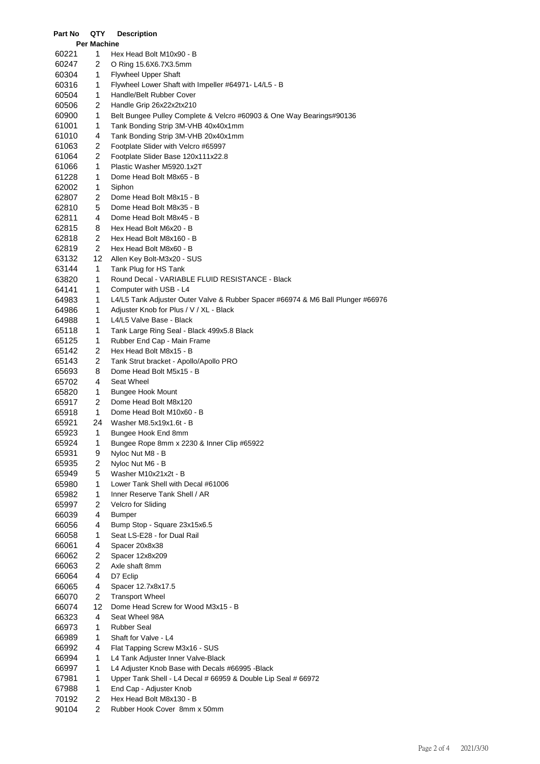| Part No | QTY Per Machine | Description |
|---|---|---|
| 60221 | 1 | Hex Head Bolt M10x90 - B |
| 60247 | 2 | O Ring 15.6X6.7X3.5mm |
| 60304 | 1 | Flywheel Upper Shaft |
| 60316 | 1 | Flywheel Lower Shaft with Impeller #64971- L4/L5 - B |
| 60504 | 1 | Handle/Belt Rubber Cover |
| 60506 | 2 | Handle Grip 26x22x2tx210 |
| 60900 | 1 | Belt Bungee Pulley Complete & Velcro #60903 & One Way Bearings#90136 |
| 61001 | 1 | Tank Bonding Strip 3M-VHB 40x40x1mm |
| 61010 | 4 | Tank Bonding Strip 3M-VHB 20x40x1mm |
| 61063 | 2 | Footplate Slider with Velcro #65997 |
| 61064 | 2 | Footplate Slider Base 120x111x22.8 |
| 61066 | 1 | Plastic Washer M5920.1x2T |
| 61228 | 1 | Dome Head Bolt M8x65 - B |
| 62002 | 1 | Siphon |
| 62807 | 2 | Dome Head Bolt M8x15 - B |
| 62810 | 5 | Dome Head Bolt M8x35 - B |
| 62811 | 4 | Dome Head Bolt M8x45 - B |
| 62815 | 8 | Hex Head Bolt M6x20 - B |
| 62818 | 2 | Hex Head Bolt M8x160 - B |
| 62819 | 2 | Hex Head Bolt M8x60 - B |
| 63132 | 12 | Allen Key Bolt-M3x20 - SUS |
| 63144 | 1 | Tank Plug for HS Tank |
| 63820 | 1 | Round Decal - VARIABLE FLUID RESISTANCE - Black |
| 64141 | 1 | Computer with USB - L4 |
| 64983 | 1 | L4/L5 Tank Adjuster Outer Valve & Rubber Spacer #66974 & M6 Ball Plunger #66976 |
| 64986 | 1 | Adjuster Knob for Plus / V / XL - Black |
| 64988 | 1 | L4/L5 Valve Base - Black |
| 65118 | 1 | Tank Large Ring Seal - Black 499x5.8 Black |
| 65125 | 1 | Rubber End Cap - Main Frame |
| 65142 | 2 | Hex Head Bolt M8x15 - B |
| 65143 | 2 | Tank Strut bracket - Apollo/Apollo PRO |
| 65693 | 8 | Dome Head Bolt M5x15 - B |
| 65702 | 4 | Seat Wheel |
| 65820 | 1 | Bungee Hook Mount |
| 65917 | 2 | Dome Head Bolt M8x120 |
| 65918 | 1 | Dome Head Bolt M10x60 - B |
| 65921 | 24 | Washer M8.5x19x1.6t - B |
| 65923 | 1 | Bungee Hook End 8mm |
| 65924 | 1 | Bungee Rope 8mm x 2230 & Inner Clip #65922 |
| 65931 | 9 | Nyloc Nut M8 - B |
| 65935 | 2 | Nyloc Nut M6 - B |
| 65949 | 5 | Washer M10x21x2t - B |
| 65980 | 1 | Lower Tank Shell with Decal #61006 |
| 65982 | 1 | Inner Reserve Tank Shell / AR |
| 65997 | 2 | Velcro for Sliding |
| 66039 | 4 | Bumper |
| 66056 | 4 | Bump Stop - Square 23x15x6.5 |
| 66058 | 1 | Seat LS-E28 - for Dual Rail |
| 66061 | 4 | Spacer 20x8x38 |
| 66062 | 2 | Spacer 12x8x209 |
| 66063 | 2 | Axle shaft 8mm |
| 66064 | 4 | D7 Eclip |
| 66065 | 4 | Spacer 12.7x8x17.5 |
| 66070 | 2 | Transport Wheel |
| 66074 | 12 | Dome Head Screw for Wood M3x15 - B |
| 66323 | 4 | Seat Wheel 98A |
| 66973 | 1 | Rubber Seal |
| 66989 | 1 | Shaft for Valve - L4 |
| 66992 | 4 | Flat Tapping Screw M3x16 - SUS |
| 66994 | 1 | L4 Tank Adjuster Inner Valve-Black |
| 66997 | 1 | L4 Adjuster Knob Base with Decals #66995 -Black |
| 67981 | 1 | Upper Tank Shell - L4 Decal # 66959 & Double Lip Seal # 66972 |
| 67988 | 1 | End Cap - Adjuster Knob |
| 70192 | 2 | Hex Head Bolt M8x130 - B |
| 90104 | 2 | Rubber Hook Cover 8mm x 50mm |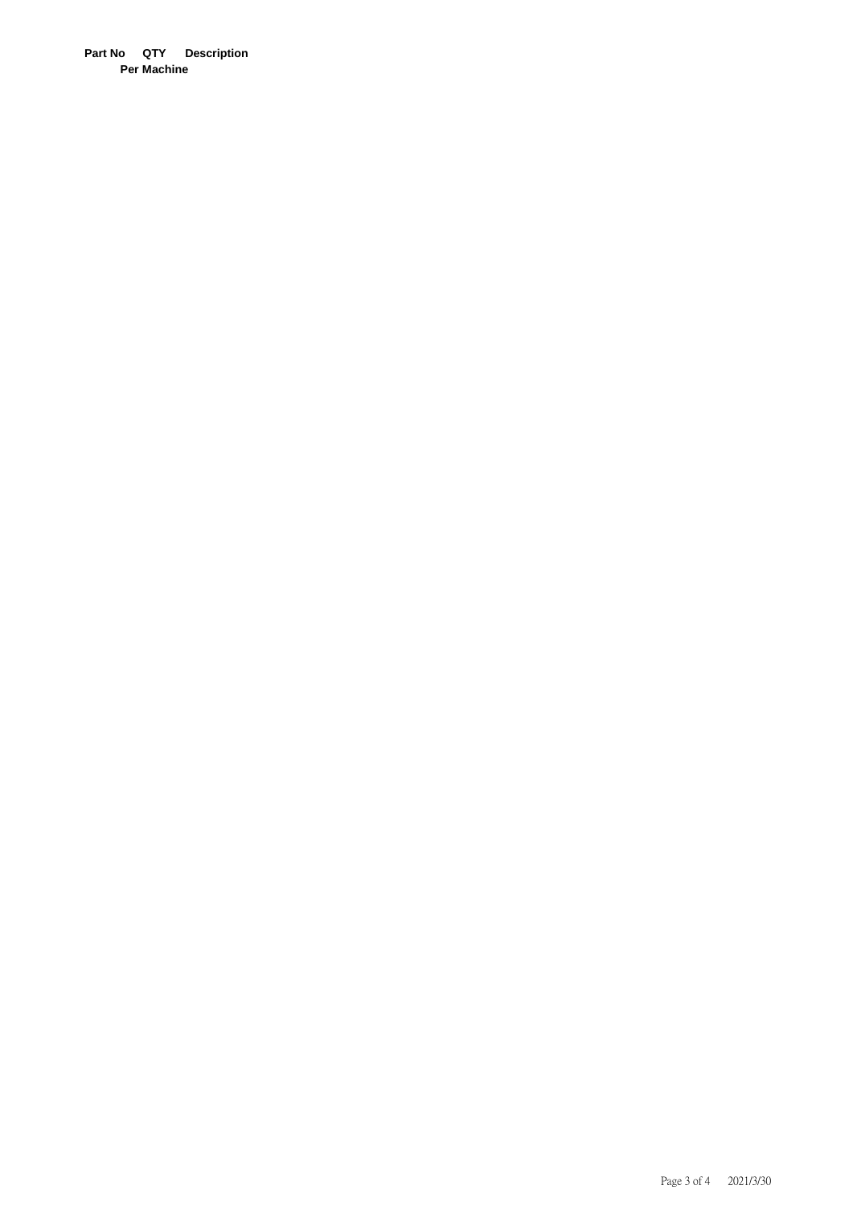| Part No | QTY Per Machine | Description |
| --- | --- | --- |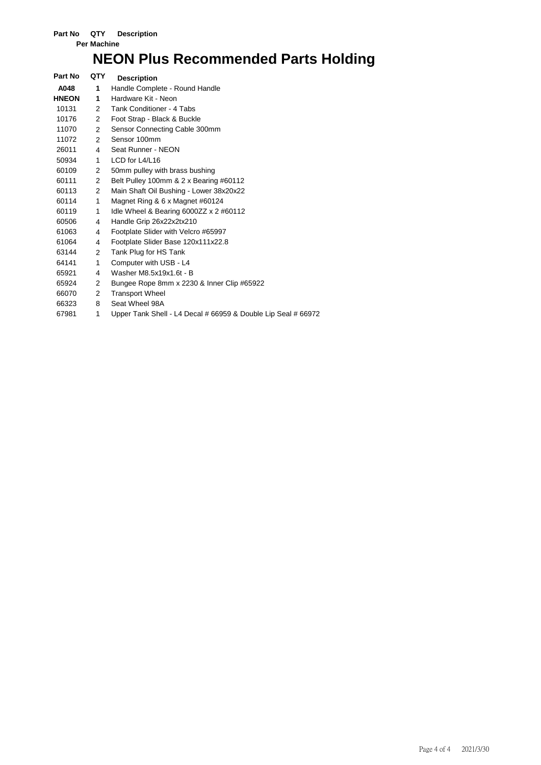**Part No** **QTY** **Description**
**Per Machine**

# NEON Plus Recommended Parts Holding

| Part No | QTY | Description |
|---|---|---|
| **A048** | **1** | Handle Complete - Round Handle |
| **HNEON** | **1** | Hardware Kit - Neon |
| 10131 | 2 | Tank Conditioner - 4 Tabs |
| 10176 | 2 | Foot Strap - Black & Buckle |
| 11070 | 2 | Sensor Connecting Cable 300mm |
| 11072 | 2 | Sensor 100mm |
| 26011 | 4 | Seat Runner - NEON |
| 50934 | 1 | LCD for L4/L16 |
| 60109 | 2 | 50mm pulley with brass bushing |
| 60111 | 2 | Belt Pulley 100mm & 2 x Bearing #60112 |
| 60113 | 2 | Main Shaft Oil Bushing - Lower 38x20x22 |
| 60114 | 1 | Magnet Ring & 6 x Magnet #60124 |
| 60119 | 1 | Idle Wheel & Bearing 6000ZZ x 2 #60112 |
| 60506 | 4 | Handle Grip 26x22x2tx210 |
| 61063 | 4 | Footplate Slider with Velcro #65997 |
| 61064 | 4 | Footplate Slider Base 120x111x22.8 |
| 63144 | 2 | Tank Plug for HS Tank |
| 64141 | 1 | Computer with USB - L4 |
| 65921 | 4 | Washer M8.5x19x1.6t - B |
| 65924 | 2 | Bungee Rope 8mm x 2230 & Inner Clip #65922 |
| 66070 | 2 | Transport Wheel |
| 66323 | 8 | Seat Wheel 98A |
| 67981 | 1 | Upper Tank Shell - L4 Decal # 66959 & Double Lip Seal # 66972 |